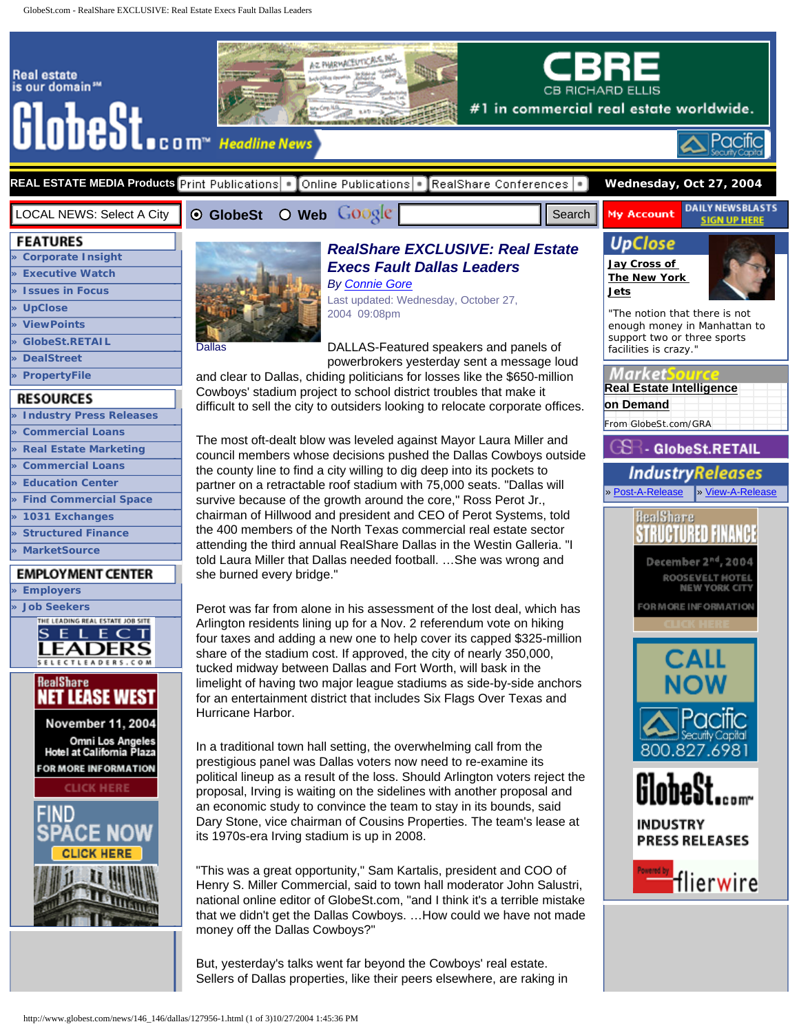# RealShare EXCLUSIVE: Real Estate Execs Fault Dallas Leaders

By Connie Gore

Last updated: Wednesday, October 27, 2004 09:08pm

Dallas

DALLAS-Featured speakers and panels of powerbrokers yesterday sent a message loud and clear to Dallas, chiding politicians for losses like the $650-million Cowboys' stadium project to school district troubles that make it difficult to sell the city to outsiders looking to relocate corporate offices.

The most oft-dealt blow was leveled against Mayor Laura Miller and council members whose decisions pushed the Dallas Cowboys outside the county line to find a city willing to dig deep into its pockets to partner on a retractable roof stadium with 75,000 seats. "Dallas will survive because of the growth around the core," Ross Perot Jr., chairman of Hillwood and president and CEO of Perot Systems, told the 400 members of the North Texas commercial real estate sector attending the third annual RealShare Dallas in the Westin Galleria. "I told Laura Miller that Dallas needed football. …She was wrong and she burned every bridge."

Perot was far from alone in his assessment of the lost deal, which has Arlington residents lining up for a Nov. 2 referendum vote on hiking four taxes and adding a new one to help cover its capped $325-million share of the stadium cost. If approved, the city of nearly 350,000, tucked midway between Dallas and Fort Worth, will bask in the limelight of having two major league stadiums as side-by-side anchors for an entertainment district that includes Six Flags Over Texas and Hurricane Harbor.

In a traditional town hall setting, the overwhelming call from the prestigious panel was Dallas voters now need to re-examine its political lineup as a result of the loss. Should Arlington voters reject the proposal, Irving is waiting on the sidelines with another proposal and an economic study to convince the team to stay in its bounds, said Dary Stone, vice chairman of Cousins Properties. The team's lease at its 1970s-era Irving stadium is up in 2008.

"This was a great opportunity," Sam Kartalis, president and COO of Henry S. Miller Commercial, said to town hall moderator John Salustri, national online editor of GlobeSt.com, "and I think it's a terrible mistake that we didn't get the Dallas Cowboys. …How could we have not made money off the Dallas Cowboys?"

But, yesterday's talks went far beyond the Cowboys' real estate. Sellers of Dallas properties, like their peers elsewhere, are raking in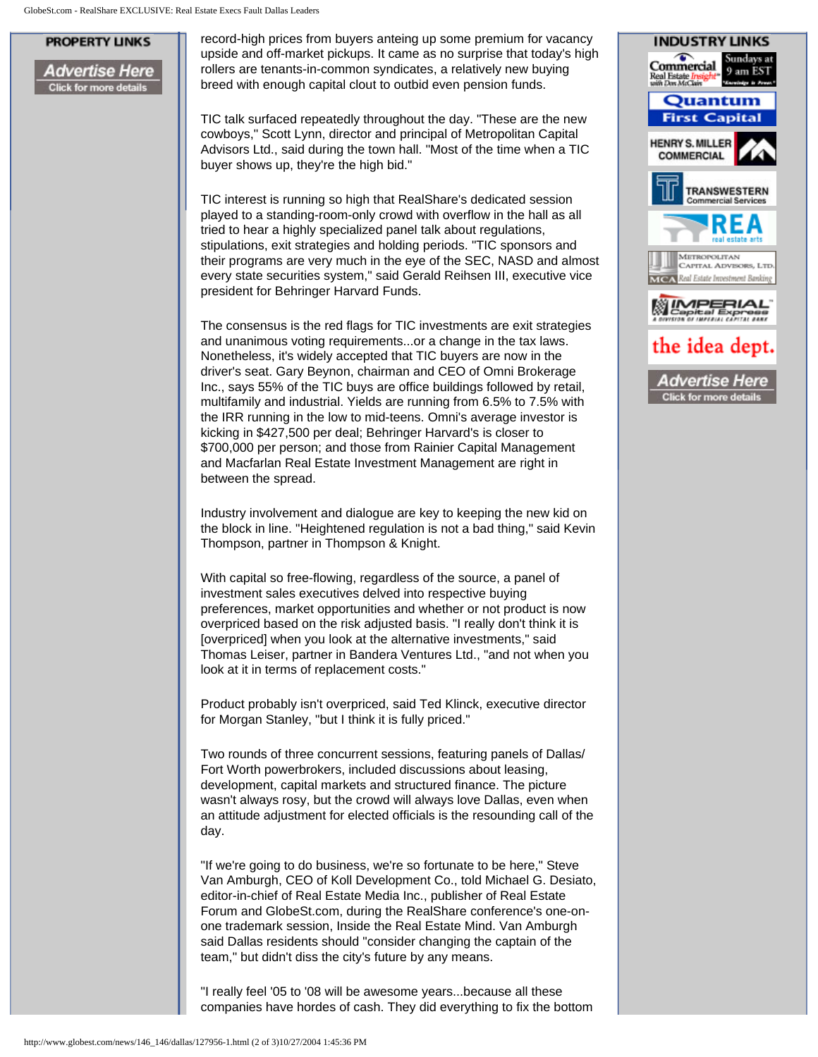record-high prices from buyers anteing up some premium for vacancy upside and off-market pickups. It came as no surprise that today's high rollers are tenants-in-common syndicates, a relatively new buying breed with enough capital clout to outbid even pension funds.

TIC talk surfaced repeatedly throughout the day. "These are the new cowboys," Scott Lynn, director and principal of Metropolitan Capital Advisors Ltd., said during the town hall. "Most of the time when a TIC buyer shows up, they're the high bid."

TIC interest is running so high that RealShare's dedicated session played to a standing-room-only crowd with overflow in the hall as all tried to hear a highly specialized panel talk about regulations, stipulations, exit strategies and holding periods. "TIC sponsors and their programs are very much in the eye of the SEC, NASD and almost every state securities system," said Gerald Reihsen III, executive vice president for Behringer Harvard Funds.

The consensus is the red flags for TIC investments are exit strategies and unanimous voting requirements...or a change in the tax laws. Nonetheless, it's widely accepted that TIC buyers are now in the driver's seat. Gary Beynon, chairman and CEO of Omni Brokerage Inc., says 55% of the TIC buys are office buildings followed by retail, multifamily and industrial. Yields are running from 6.5% to 7.5% with the IRR running in the low to mid-teens. Omni's average investor is kicking in $427,500 per deal; Behringer Harvard's is closer to $700,000 per person; and those from Rainier Capital Management and Macfarlan Real Estate Investment Management are right in between the spread.

Industry involvement and dialogue are key to keeping the new kid on the block in line. "Heightened regulation is not a bad thing," said Kevin Thompson, partner in Thompson & Knight.

With capital so free-flowing, regardless of the source, a panel of investment sales executives delved into respective buying preferences, market opportunities and whether or not product is now overpriced based on the risk adjusted basis. "I really don't think it is [overpriced] when you look at the alternative investments," said Thomas Leiser, partner in Bandera Ventures Ltd., "and not when you look at it in terms of replacement costs."

Product probably isn't overpriced, said Ted Klinck, executive director for Morgan Stanley, "but I think it is fully priced."

Two rounds of three concurrent sessions, featuring panels of Dallas/ Fort Worth powerbrokers, included discussions about leasing, development, capital markets and structured finance. The picture wasn't always rosy, but the crowd will always love Dallas, even when an attitude adjustment for elected officials is the resounding call of the day.

"If we're going to do business, we're so fortunate to be here," Steve Van Amburgh, CEO of Koll Development Co., told Michael G. Desiato, editor-in-chief of Real Estate Media Inc., publisher of Real Estate Forum and GlobeSt.com, during the RealShare conference's one-on-one trademark session, Inside the Real Estate Mind. Van Amburgh said Dallas residents should "consider changing the captain of the team," but didn't diss the city's future by any means.

"I really feel '05 to '08 will be awesome years...because all these companies have hordes of cash. They did everything to fix the bottom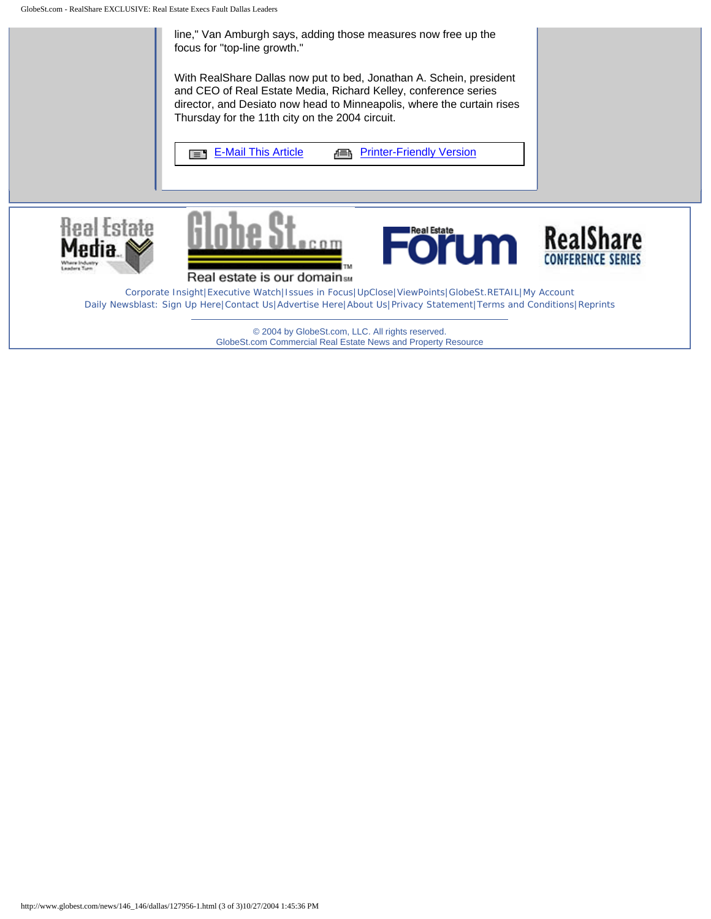line," Van Amburgh says, adding those measures now free up the focus for "top-line growth."

With RealShare Dallas now put to bed, Jonathan A. Schein, president and CEO of Real Estate Media, Richard Kelley, conference series director, and Desiato now head to Minneapolis, where the curtain rises Thursday for the 11th city on the 2004 circuit.

E-Mail This Article | Printer-Friendly Version

Real estate is our domain℠

Corporate Insight | Executive Watch | Issues in Focus | UpClose | ViewPoints | GlobeSt.RETAIL | My Account
Daily Newsblast: Sign Up Here | Contact Us | Advertise Here | About Us | Privacy Statement | Terms and Conditions | Reprints

© 2004 by GlobeSt.com, LLC. All rights reserved.
GlobeSt.com Commercial Real Estate News and Property Resource